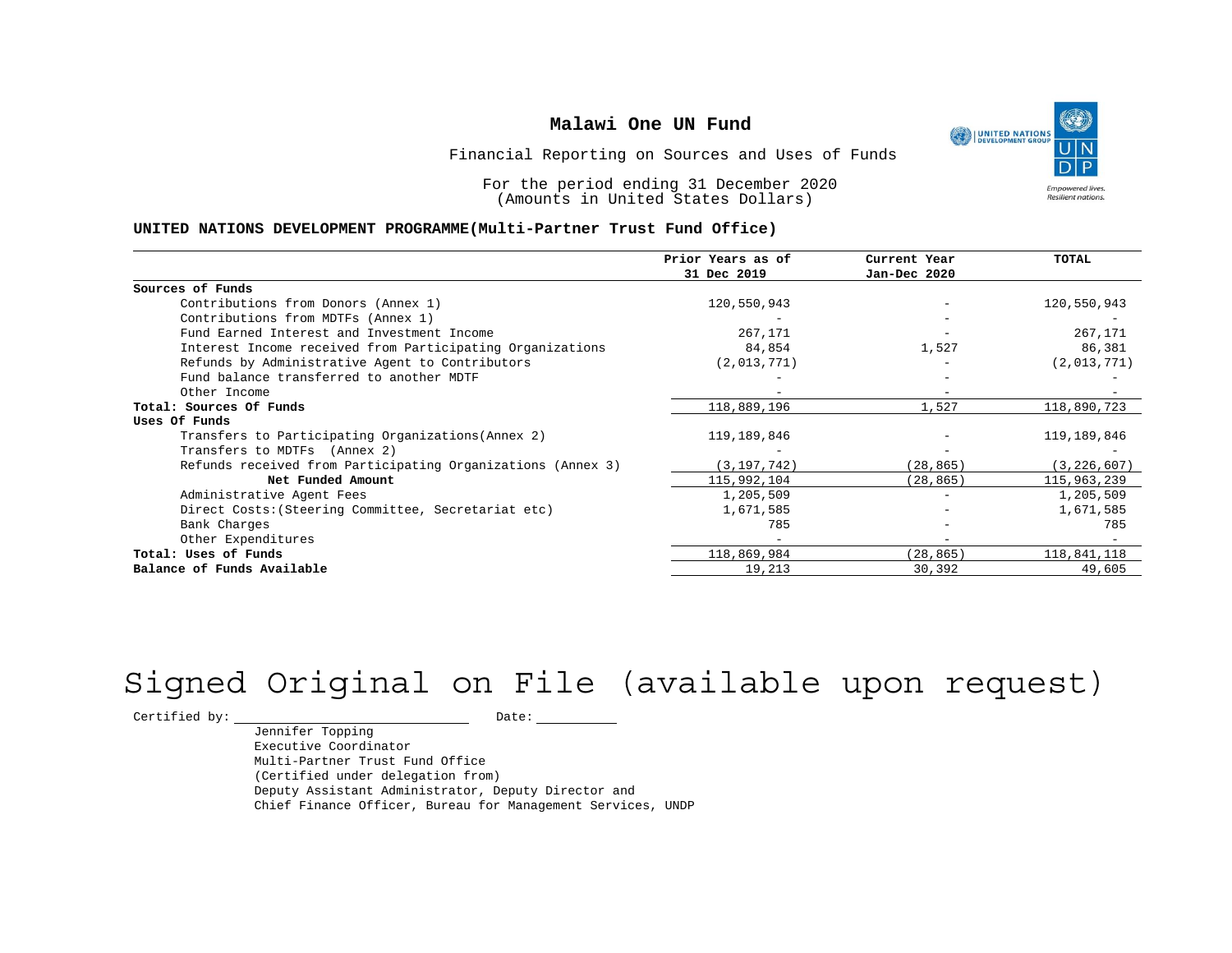# Malawi One UN Fund

Financial Reporting on Sources and Uses of Funds

For the period ending 31 December 2020
(Amounts in United States Dollars)

**UNITED NATIONS DEVELOPMENT PROGRAMME(Multi-Partner Trust Fund Office)**

| | Prior Years as of 31 Dec 2019 | Current Year Jan-Dec 2020 | TOTAL |
|---|---|---|---|
| **Sources of Funds** | | | |
| Contributions from Donors (Annex 1) | 120,550,943 | - | 120,550,943 |
| Contributions from MDTFs (Annex 1) | - | - | - |
| Fund Earned Interest and Investment Income | 267,171 | - | 267,171 |
| Interest Income received from Participating Organizations | 84,854 | 1,527 | 86,381 |
| Refunds by Administrative Agent to Contributors | (2,013,771) | - | (2,013,771) |
| Fund balance transferred to another MDTF | - | - | - |
| Other Income | - | - | - |
| **Total: Sources Of Funds** | 118,889,196 | 1,527 | 118,890,723 |
| **Uses Of Funds** | | | |
| Transfers to Participating Organizations(Annex 2) | 119,189,846 | - | 119,189,846 |
| Transfers to MDTFs (Annex 2) | - | - | - |
| Refunds received from Participating Organizations (Annex 3) | (3,197,742) | (28,865) | (3,226,607) |
| **Net Funded Amount** | 115,992,104 | (28,865) | 115,963,239 |
| Administrative Agent Fees | 1,205,509 | - | 1,205,509 |
| Direct Costs:(Steering Committee, Secretariat etc) | 1,671,585 | - | 1,671,585 |
| Bank Charges | 785 | - | 785 |
| Other Expenditures | - | - | - |
| **Total: Uses of Funds** | 118,869,984 | (28,865) | 118,841,118 |
| **Balance of Funds Available** | 19,213 | 30,392 | 49,605 |

Signed Original on File (available upon request)

Certified by: ____________________ Date: __________

Jennifer Topping
Executive Coordinator
Multi-Partner Trust Fund Office
(Certified under delegation from)
Deputy Assistant Administrator, Deputy Director and
Chief Finance Officer, Bureau for Management Services, UNDP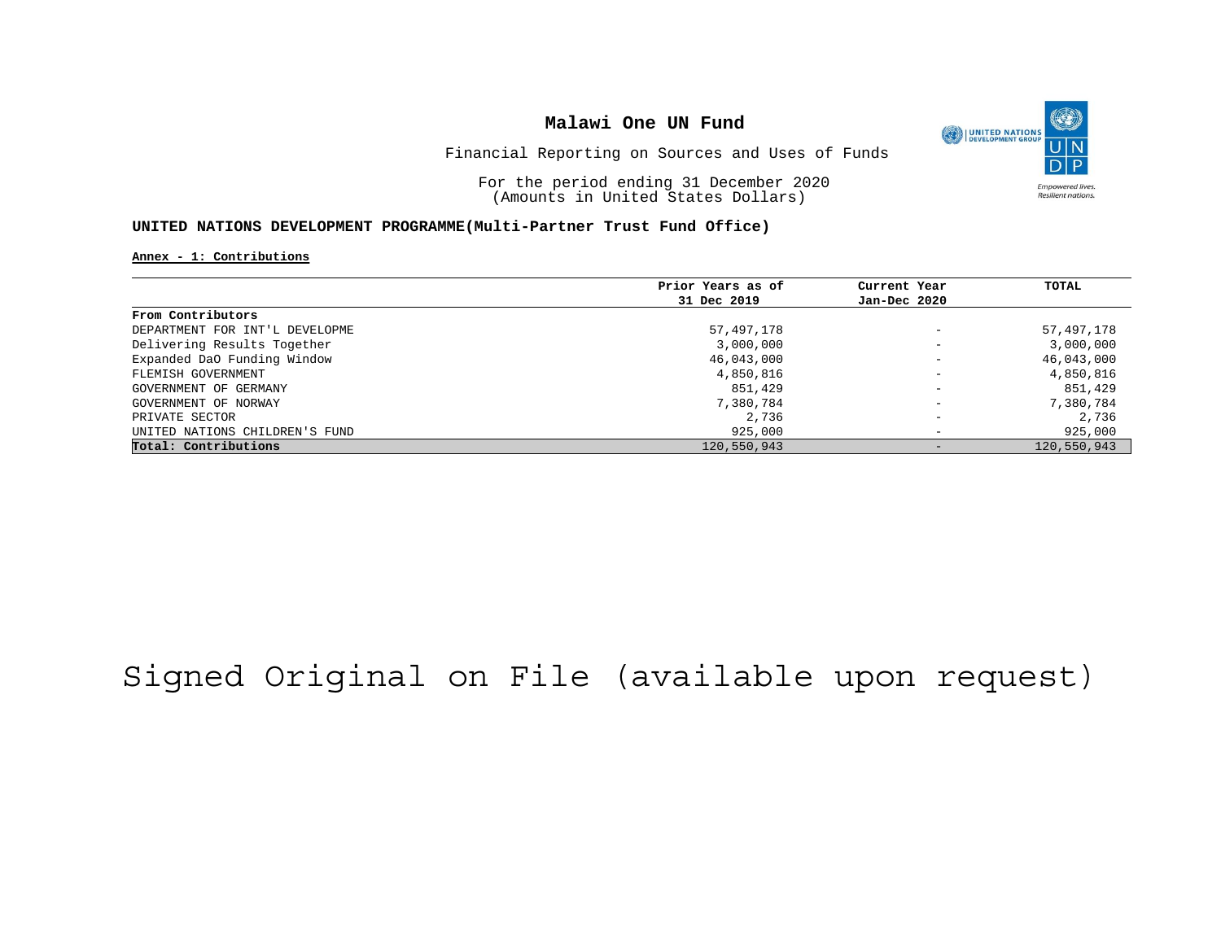# Malawi One UN Fund

Financial Reporting on Sources and Uses of Funds

For the period ending 31 December 2020
(Amounts in United States Dollars)

**UNITED NATIONS DEVELOPMENT PROGRAMME(Multi-Partner Trust Fund Office)**

**Annex - 1: Contributions**

| | Prior Years as of 31 Dec 2019 | Current Year Jan-Dec 2020 | TOTAL |
|---|---|---|---|
| **From Contributors** | | | |
| DEPARTMENT FOR INT'L DEVELOPME | 57,497,178 | - | 57,497,178 |
| Delivering Results Together | 3,000,000 | - | 3,000,000 |
| Expanded DaO Funding Window | 46,043,000 | - | 46,043,000 |
| FLEMISH GOVERNMENT | 4,850,816 | - | 4,850,816 |
| GOVERNMENT OF GERMANY | 851,429 | - | 851,429 |
| GOVERNMENT OF NORWAY | 7,380,784 | - | 7,380,784 |
| PRIVATE SECTOR | 2,736 | - | 2,736 |
| UNITED NATIONS CHILDREN'S FUND | 925,000 | - | 925,000 |
| **Total: Contributions** | 120,550,943 | - | 120,550,943 |

Signed Original on File (available upon request)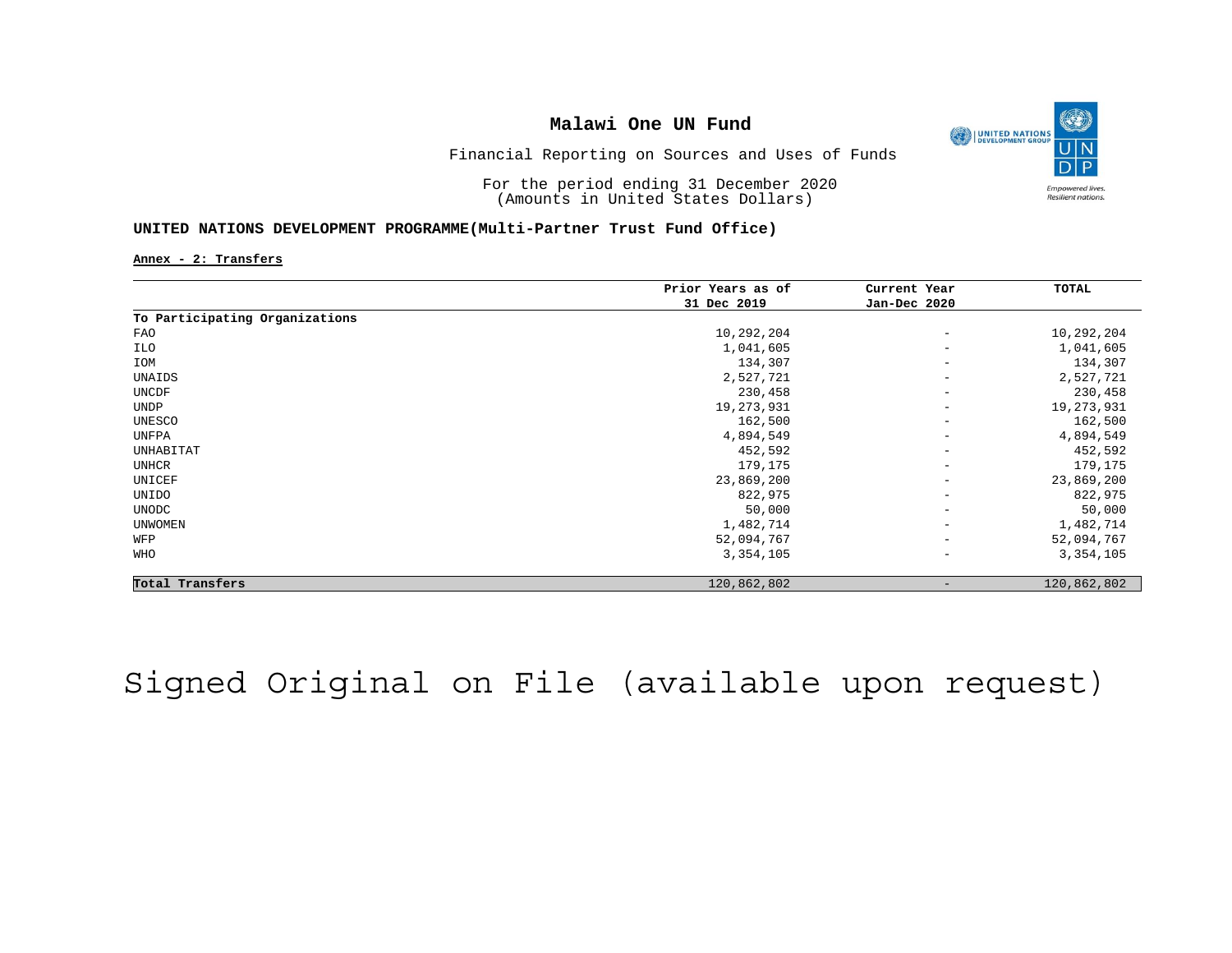# Malawi One UN Fund

Financial Reporting on Sources and Uses of Funds

For the period ending 31 December 2020
(Amounts in United States Dollars)

## UNITED NATIONS DEVELOPMENT PROGRAMME(Multi-Partner Trust Fund Office)

**Annex - 2: Transfers**

| | Prior Years as of 31 Dec 2019 | Current Year Jan-Dec 2020 | TOTAL |
|---|---|---|---|
| **To Participating Organizations** | | | |
| FAO | 10,292,204 | - | 10,292,204 |
| ILO | 1,041,605 | - | 1,041,605 |
| IOM | 134,307 | - | 134,307 |
| UNAIDS | 2,527,721 | - | 2,527,721 |
| UNCDF | 230,458 | - | 230,458 |
| UNDP | 19,273,931 | - | 19,273,931 |
| UNESCO | 162,500 | - | 162,500 |
| UNFPA | 4,894,549 | - | 4,894,549 |
| UNHABITAT | 452,592 | - | 452,592 |
| UNHCR | 179,175 | - | 179,175 |
| UNICEF | 23,869,200 | - | 23,869,200 |
| UNIDO | 822,975 | - | 822,975 |
| UNODC | 50,000 | - | 50,000 |
| UNWOMEN | 1,482,714 | - | 1,482,714 |
| WFP | 52,094,767 | - | 52,094,767 |
| WHO | 3,354,105 | - | 3,354,105 |
| **Total Transfers** | 120,862,802 | - | 120,862,802 |

Signed Original on File (available upon request)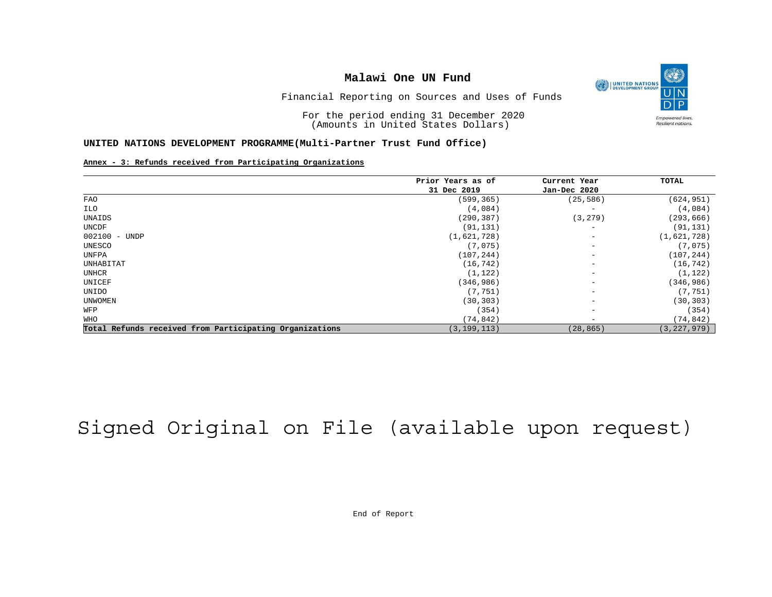# Malawi One UN Fund

Financial Reporting on Sources and Uses of Funds

For the period ending 31 December 2020
(Amounts in United States Dollars)

## UNITED NATIONS DEVELOPMENT PROGRAMME(Multi-Partner Trust Fund Office)

**Annex - 3: Refunds received from Participating Organizations**

| | Prior Years as of 31 Dec 2019 | Current Year Jan-Dec 2020 | TOTAL |
|---|---|---|---|
| FAO | (599,365) | (25,586) | (624,951) |
| ILO | (4,084) | - | (4,084) |
| UNAIDS | (290,387) | (3,279) | (293,666) |
| UNCDF | (91,131) | - | (91,131) |
| 002100 - UNDP | (1,621,728) | - | (1,621,728) |
| UNESCO | (7,075) | - | (7,075) |
| UNFPA | (107,244) | - | (107,244) |
| UNHABITAT | (16,742) | - | (16,742) |
| UNHCR | (1,122) | - | (1,122) |
| UNICEF | (346,986) | - | (346,986) |
| UNIDO | (7,751) | - | (7,751) |
| UNWOMEN | (30,303) | - | (30,303) |
| WFP | (354) | - | (354) |
| WHO | (74,842) | - | (74,842) |
| **Total Refunds received from Participating Organizations** | (3,199,113) | (28,865) | (3,227,979) |

Signed Original on File (available upon request)

End of Report